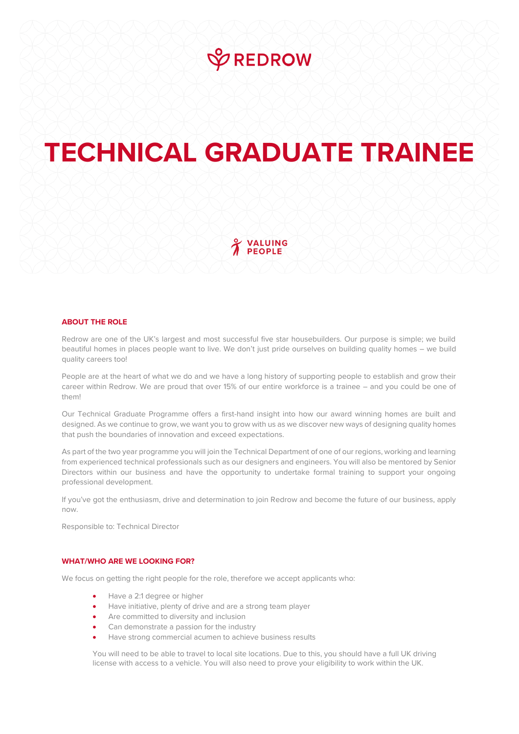REDROW

# TECHNICAL GRADUATE TRAINEE

VALUING PEOPLE

## ABOUT THE ROLE

Redrow are one of the UK's largest and most successful five star housebuilders. Our purpose is simple; we build beautiful homes in places people want to live. We don't just pride ourselves on building quality homes – we build quality careers too!

People are at the heart of what we do and we have a long history of supporting people to establish and grow their career within Redrow. We are proud that over 15% of our entire workforce is a trainee – and you could be one of them!

Our Technical Graduate Programme offers a first-hand insight into how our award winning homes are built and designed. As we continue to grow, we want you to grow with us as we discover new ways of designing quality homes that push the boundaries of innovation and exceed expectations.

As part of the two year programme you will join the Technical Department of one of our regions, working and learning from experienced technical professionals such as our designers and engineers. You will also be mentored by Senior Directors within our business and have the opportunity to undertake formal training to support your ongoing professional development.

If you've got the enthusiasm, drive and determination to join Redrow and become the future of our business, apply now.

Responsible to: Technical Director

## WHAT/WHO ARE WE LOOKING FOR?

We focus on getting the right people for the role, therefore we accept applicants who:

- Have a 2:1 degree or higher
- Have initiative, plenty of drive and are a strong team player
- Are committed to diversity and inclusion
- Can demonstrate a passion for the industry
- Have strong commercial acumen to achieve business results

You will need to be able to travel to local site locations. Due to this, you should have a full UK driving license with access to a vehicle. You will also need to prove your eligibility to work within the UK.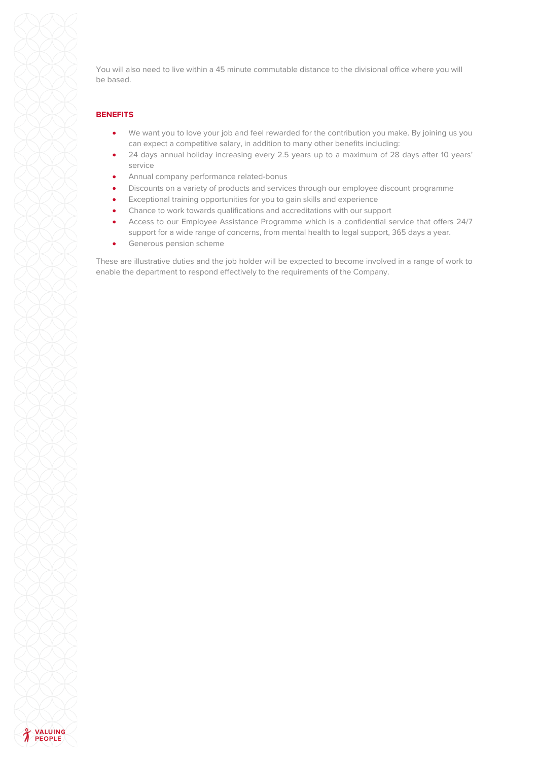You will also need to live within a 45 minute commutable distance to the divisional office where you will be based.

## BENEFITS

- We want you to love your job and feel rewarded for the contribution you make. By joining us you can expect a competitive salary, in addition to many other benefits including:
- 24 days annual holiday increasing every 2.5 years up to a maximum of 28 days after 10 years' service
- Annual company performance related-bonus
- Discounts on a variety of products and services through our employee discount programme
- Exceptional training opportunities for you to gain skills and experience
- Chance to work towards qualifications and accreditations with our support
- Access to our Employee Assistance Programme which is a confidential service that offers 24/7 support for a wide range of concerns, from mental health to legal support, 365 days a year.
- Generous pension scheme

These are illustrative duties and the job holder will be expected to become involved in a range of work to enable the department to respond effectively to the requirements of the Company.